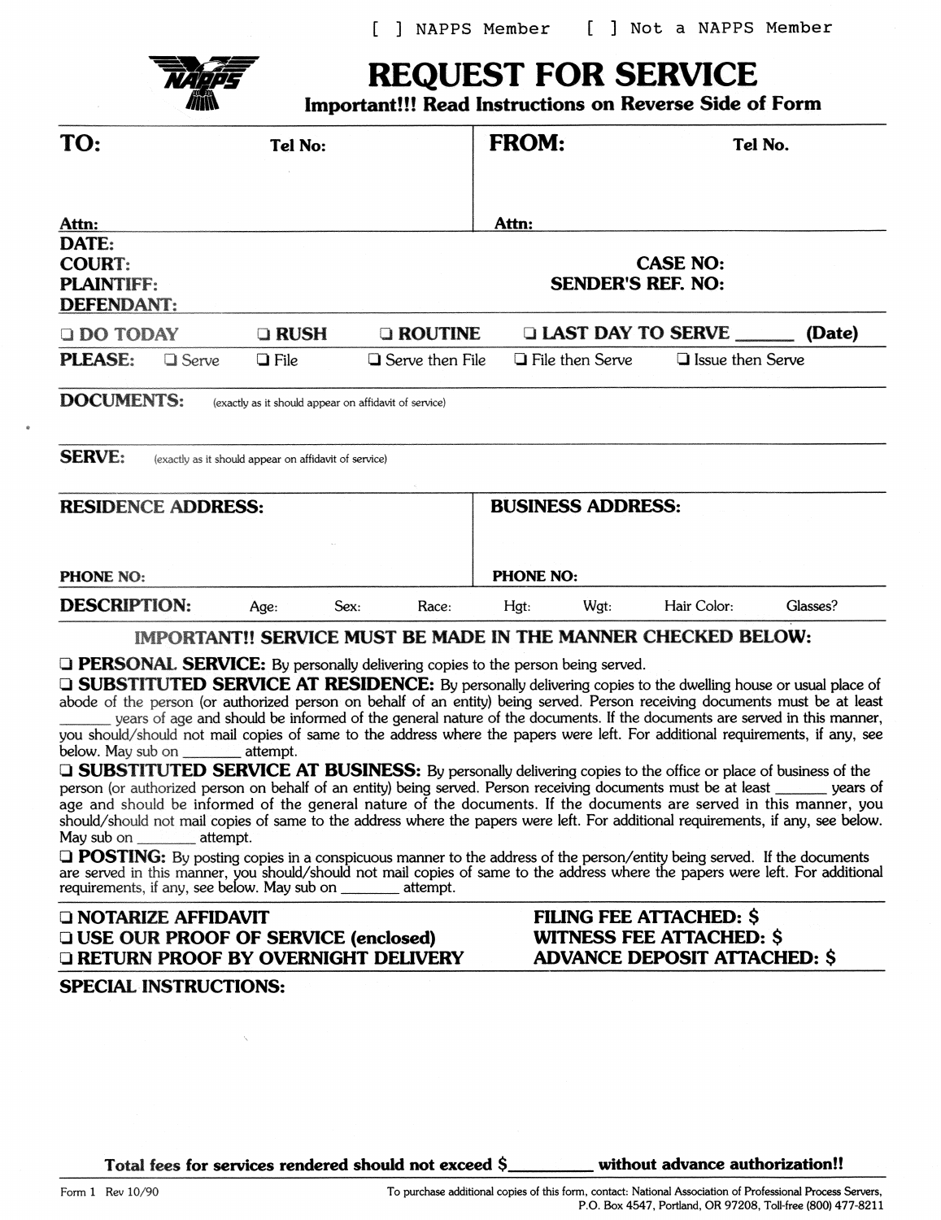[ ] NAPPS Member    [ ] Not a NAPPS Member

# REQUEST FOR SERVICE

**Important!!! Read Instructions on Reverse Side of Form**

| **TO:** | **Tel No:** | **FROM:** | **Tel No.** |
|---|---|---|---|
| **Attn:** | | **Attn:** | |

**DATE:**
**COURT:** **CASE NO:**
**PLAINTIFF:** **SENDER'S REF. NO:**
**DEFENDANT:**

❑ **DO TODAY**   ❑ **RUSH**   ❑ **ROUTINE**   ❑ **LAST DAY TO SERVE ______ (Date)**

**PLEASE:** ❑ Serve   ❑ File   ❑ Serve then File   ❑ File then Serve   ❑ Issue then Serve

**DOCUMENTS:** (exactly as it should appear on affidavit of service)

**SERVE:** (exactly as it should appear on affidavit of service)

| **RESIDENCE ADDRESS:** | **BUSINESS ADDRESS:** |
|---|---|
| **PHONE NO:** | **PHONE NO:** |

**DESCRIPTION:** Age:   Sex:   Race:   Hgt:   Wgt:   Hair Color:   Glasses?

## IMPORTANT!! SERVICE MUST BE MADE IN THE MANNER CHECKED BELOW:

❑ **PERSONAL SERVICE:** By personally delivering copies to the person being served.

❑ **SUBSTITUTED SERVICE AT RESIDENCE:** By personally delivering copies to the dwelling house or usual place of abode of the person (or authorized person on behalf of an entity) being served. Person receiving documents must be at least _______ years of age and should be informed of the general nature of the documents. If the documents are served in this manner, you should/should not mail copies of same to the address where the papers were left. For additional requirements, if any, see below. May sub on ________ attempt.

❑ **SUBSTITUTED SERVICE AT BUSINESS:** By personally delivering copies to the office or place of business of the person (or authorized person on behalf of an entity) being served. Person receiving documents must be at least _______ years of age and should be informed of the general nature of the documents. If the documents are served in this manner, you should/should not mail copies of same to the address where the papers were left. For additional requirements, if any, see below. May sub on ________ attempt.

❑ **POSTING:** By posting copies in a conspicuous manner to the address of the person/entity being served. If the documents are served in this manner, you should/should not mail copies of same to the address where the papers were left. For additional requirements, if any, see below. May sub on ________ attempt.

❑ **NOTARIZE AFFIDAVIT**
❑ **USE OUR PROOF OF SERVICE (enclosed)**
❑ **RETURN PROOF BY OVERNIGHT DELIVERY**

**FILING FEE ATTACHED: $**
**WITNESS FEE ATTACHED: $**
**ADVANCE DEPOSIT ATTACHED: $**

**SPECIAL INSTRUCTIONS:**

**Total fees for services rendered should not exceed $_________ without advance authorization!!**

Form 1 Rev 10/90

To purchase additional copies of this form, contact: National Association of Professional Process Servers, P.O. Box 4547, Portland, OR 97208, Toll-free (800) 477-8211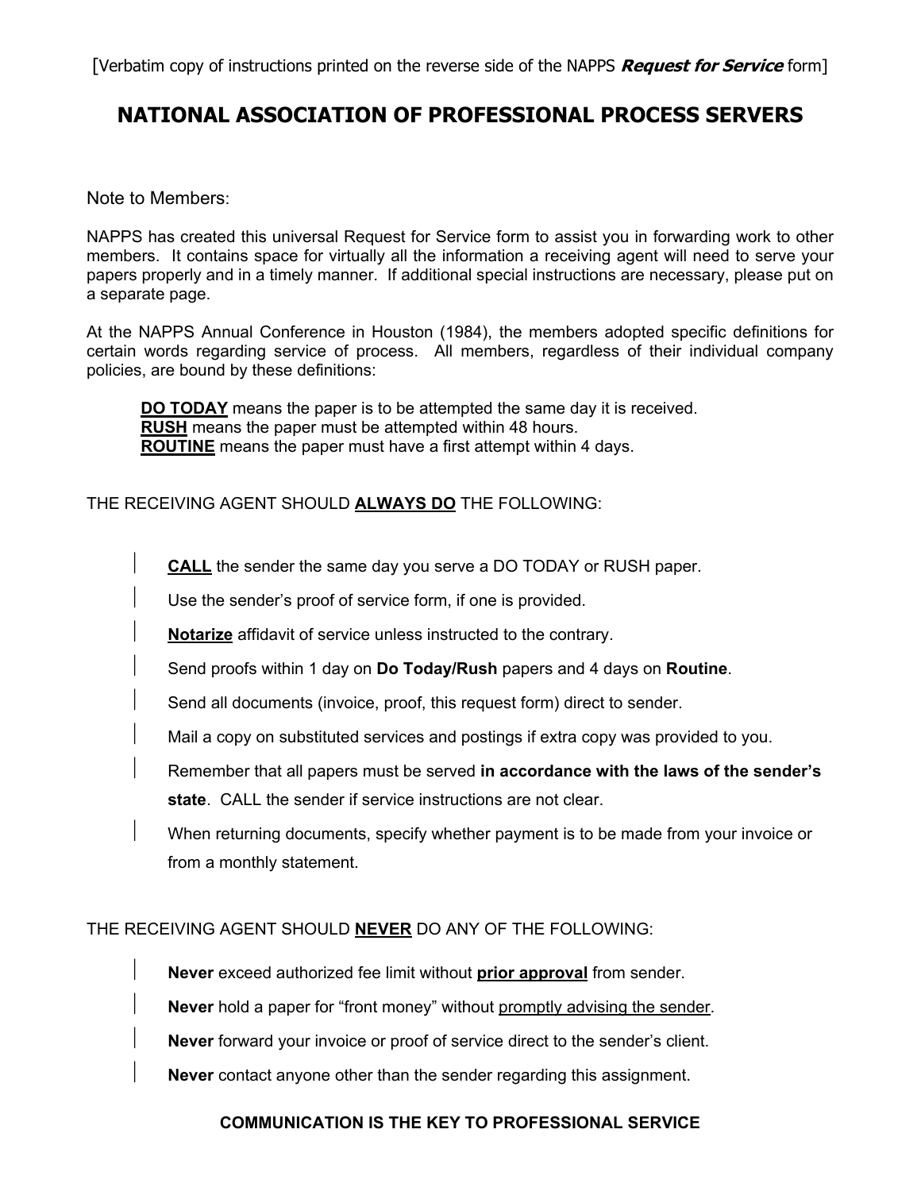[Verbatim copy of instructions printed on the reverse side of the NAPPS ***Request for Service*** form]

# NATIONAL ASSOCIATION OF PROFESSIONAL PROCESS SERVERS

Note to Members:

NAPPS has created this universal Request for Service form to assist you in forwarding work to other members. It contains space for virtually all the information a receiving agent will need to serve your papers properly and in a timely manner. If additional special instructions are necessary, please put on a separate page.

At the NAPPS Annual Conference in Houston (1984), the members adopted specific definitions for certain words regarding service of process. All members, regardless of their individual company policies, are bound by these definitions:

> **<u>DO TODAY</u>** means the paper is to be attempted the same day it is received.
> **<u>RUSH</u>** means the paper must be attempted within 48 hours.
> **<u>ROUTINE</u>** means the paper must have a first attempt within 4 days.

THE RECEIVING AGENT SHOULD **<u>ALWAYS DO</u>** THE FOLLOWING:

- **<u>CALL</u>** the sender the same day you serve a DO TODAY or RUSH paper.
- Use the sender's proof of service form, if one is provided.
- **<u>Notarize</u>** affidavit of service unless instructed to the contrary.
- Send proofs within 1 day on **Do Today/Rush** papers and 4 days on **Routine**.
- Send all documents (invoice, proof, this request form) direct to sender.
- Mail a copy on substituted services and postings if extra copy was provided to you.
- Remember that all papers must be served **in accordance with the laws of the sender's state**. CALL the sender if service instructions are not clear.
- When returning documents, specify whether payment is to be made from your invoice or from a monthly statement.

THE RECEIVING AGENT SHOULD **<u>NEVER</u>** DO ANY OF THE FOLLOWING:

- **Never** exceed authorized fee limit without **<u>prior approval</u>** from sender.
- **Never** hold a paper for "front money" without <u>promptly advising the sender</u>.
- **Never** forward your invoice or proof of service direct to the sender's client.
- **Never** contact anyone other than the sender regarding this assignment.

**COMMUNICATION IS THE KEY TO PROFESSIONAL SERVICE**